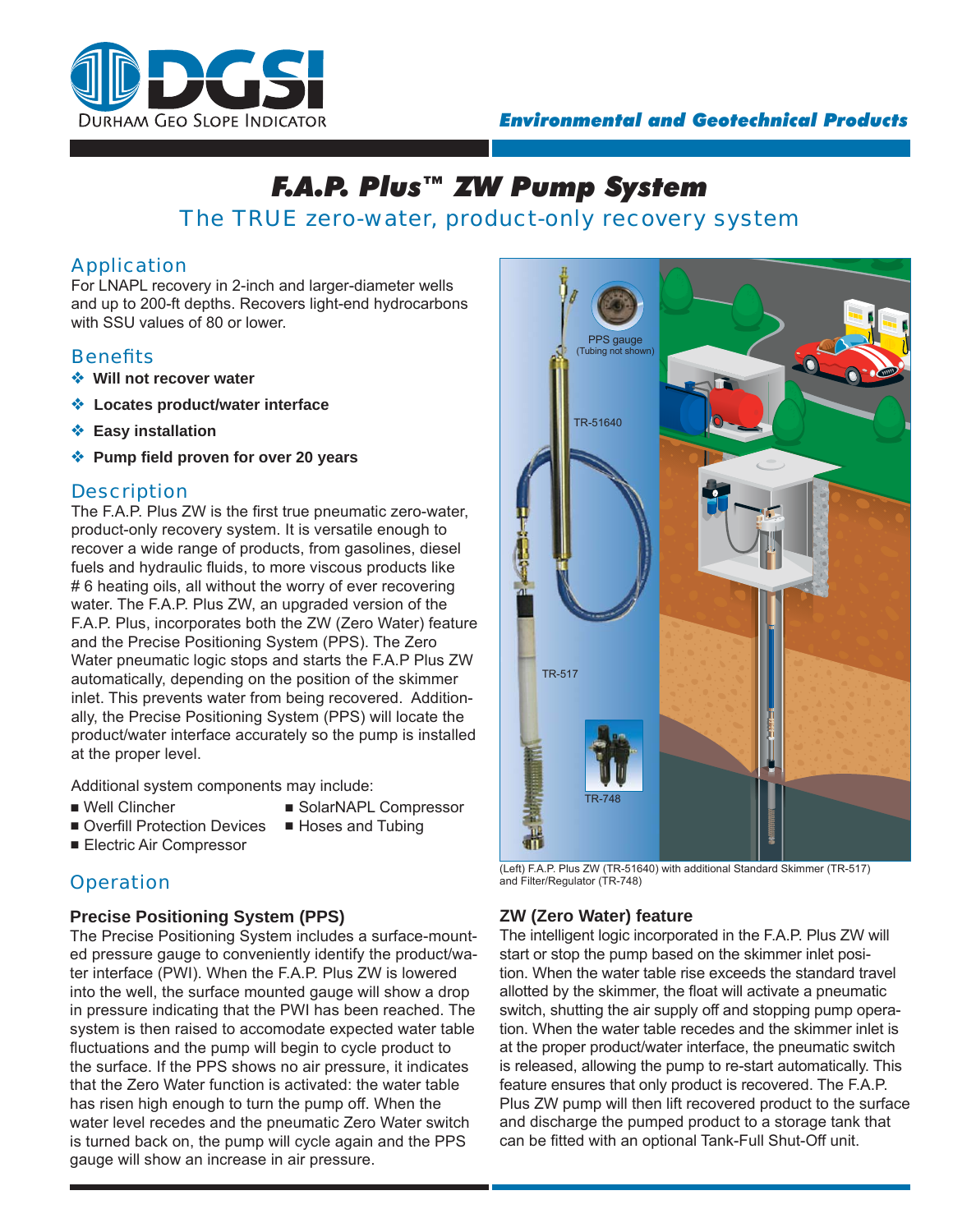DGSI — Durham Geo Slope Indicator

*Environmental and Geotechnical Products*

# F.A.P. Plus™ ZW Pump System

The TRUE zero-water, product-only recovery system

## Application

For LNAPL recovery in 2-inch and larger-diameter wells and up to 200-ft depths. Recovers light-end hydrocarbons with SSU values of 80 or lower.

## Benefits

- **Will not recover water**
- **Locates product/water interface**
- **Easy installation**
- **Pump field proven for over 20 years**

## Description

The F.A.P. Plus ZW is the first true pneumatic zero-water, product-only recovery system. It is versatile enough to recover a wide range of products, from gasolines, diesel fuels and hydraulic fluids, to more viscous products like # 6 heating oils, all without the worry of ever recovering water. The F.A.P. Plus ZW, an upgraded version of the F.A.P. Plus, incorporates both the ZW (Zero Water) feature and the Precise Positioning System (PPS). The Zero Water pneumatic logic stops and starts the F.A.P Plus ZW automatically, depending on the position of the skimmer inlet. This prevents water from being recovered. Additionally, the Precise Positioning System (PPS) will locate the product/water interface accurately so the pump is installed at the proper level.

Additional system components may include:

- Well Clincher
- Overfill Protection Devices
- Electric Air Compressor
- SolarNAPL Compressor
- Hoses and Tubing

PPS gauge (Tubing not shown)

TR-51640

TR-517

TR-748

(Left) F.A.P. Plus ZW (TR-51640) with additional Standard Skimmer (TR-517) and Filter/Regulator (TR-748)

## Operation

### Precise Positioning System (PPS)

The Precise Positioning System includes a surface-mounted pressure gauge to conveniently identify the product/water interface (PWI). When the F.A.P. Plus ZW is lowered into the well, the surface mounted gauge will show a drop in pressure indicating that the PWI has been reached. The system is then raised to accomodate expected water table fluctuations and the pump will begin to cycle product to the surface. If the PPS shows no air pressure, it indicates that the Zero Water function is activated: the water table has risen high enough to turn the pump off. When the water level recedes and the pneumatic Zero Water switch is turned back on, the pump will cycle again and the PPS gauge will show an increase in air pressure.

### ZW (Zero Water) feature

The intelligent logic incorporated in the F.A.P. Plus ZW will start or stop the pump based on the skimmer inlet position. When the water table rise exceeds the standard travel allotted by the skimmer, the float will activate a pneumatic switch, shutting the air supply off and stopping pump operation. When the water table recedes and the skimmer inlet is at the proper product/water interface, the pneumatic switch is released, allowing the pump to re-start automatically. This feature ensures that only product is recovered. The F.A.P. Plus ZW pump will then lift recovered product to the surface and discharge the pumped product to a storage tank that can be fitted with an optional Tank-Full Shut-Off unit.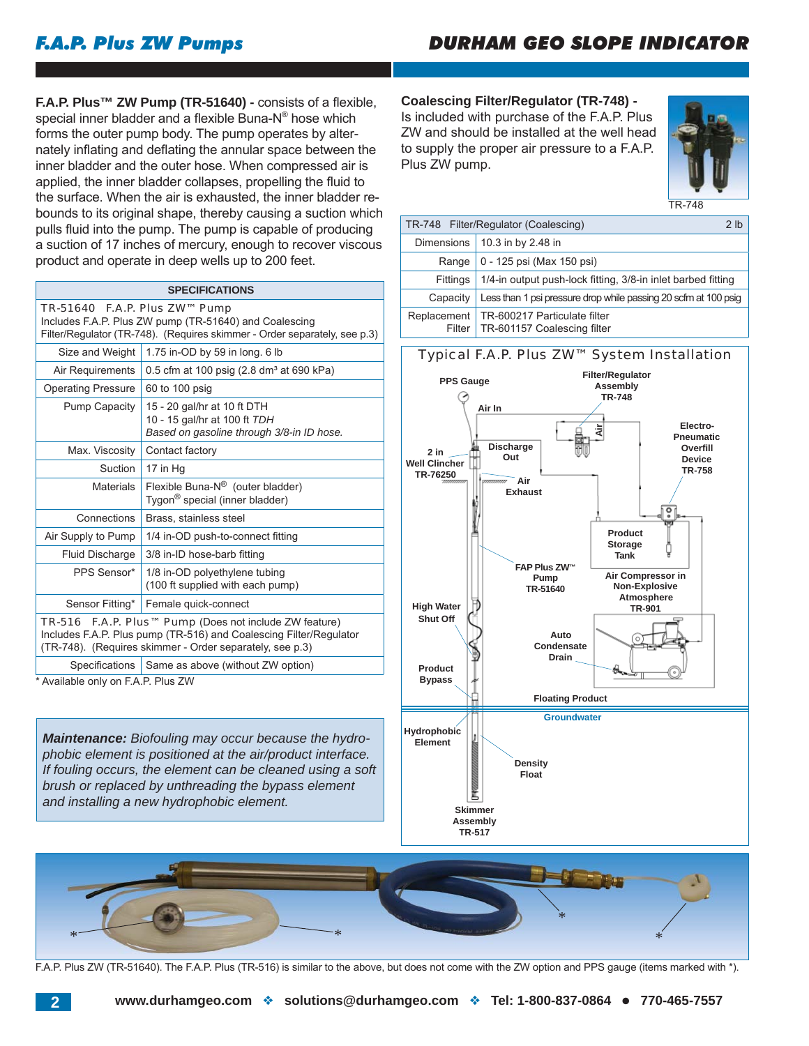**F.A.P. Plus™ ZW Pump (TR-51640) -** consists of a flexible, special inner bladder and a flexible Buna-N® hose which forms the outer pump body. The pump operates by alternately inflating and deflating the annular space between the inner bladder and the outer hose. When compressed air is applied, the inner bladder collapses, propelling the fluid to the surface. When the air is exhausted, the inner bladder rebounds to its original shape, thereby causing a suction which pulls fluid into the pump. The pump is capable of producing a suction of 17 inches of mercury, enough to recover viscous product and operate in deep wells up to 200 feet.

| SPECIFICATIONS | |
|---|---|
| TR-51640 F.A.P. Plus ZW™ Pump<br>Includes F.A.P. Plus ZW pump (TR-51640) and Coalescing Filter/Regulator (TR-748). (Requires skimmer - Order separately, see p.3) | |
| Size and Weight | 1.75 in-OD by 59 in long. 6 lb |
| Air Requirements | 0.5 cfm at 100 psig (2.8 dm³ at 690 kPa) |
| Operating Pressure | 60 to 100 psig |
| Pump Capacity | 15 - 20 gal/hr at 10 ft DTH<br>10 - 15 gal/hr at 100 ft *TDH*<br>*Based on gasoline through 3/8-in ID hose.* |
| Max. Viscosity | Contact factory |
| Suction | 17 in Hg |
| Materials | Flexible Buna-N® (outer bladder)<br>Tygon® special (inner bladder) |
| Connections | Brass, stainless steel |
| Air Supply to Pump | 1/4 in-OD push-to-connect fitting |
| Fluid Discharge | 3/8 in-ID hose-barb fitting |
| PPS Sensor* | 1/8 in-OD polyethylene tubing<br>(100 ft supplied with each pump) |
| Sensor Fitting* | Female quick-connect |
| TR-516 F.A.P. Plus™ Pump (Does not include ZW feature)<br>Includes F.A.P. Plus pump (TR-516) and Coalescing Filter/Regulator (TR-748). (Requires skimmer - Order separately, see p.3) | |
| Specifications | Same as above (without ZW option) |

\* Available only on F.A.P. Plus ZW

***Maintenance:** Biofouling may occur because the hydrophobic element is positioned at the air/product interface. If fouling occurs, the element can be cleaned using a soft brush or replaced by unthreading the bypass element and installing a new hydrophobic element.*

**Coalescing Filter/Regulator (TR-748) -** Is included with purchase of the F.A.P. Plus ZW and should be installed at the well head to supply the proper air pressure to a F.A.P. Plus ZW pump.

TR-748

| TR-748 Filter/Regulator (Coalescing) | 2 lb |
|---|---|
| Dimensions | 10.3 in by 2.48 in |
| Range | 0 - 125 psi (Max 150 psi) |
| Fittings | 1/4-in output push-lock fitting, 3/8-in inlet barbed fitting |
| Capacity | Less than 1 psi pressure drop while passing 20 scfm at 100 psig |
| Replacement Filter | TR-600217 Particulate filter<br>TR-601157 Coalescing filter |

**Typical F.A.P. Plus ZW™ System Installation**

PPS Gauge; Filter/Regulator Assembly TR-748; Air In; Air; Electro-Pneumatic Overfill Device TR-758; 2 in Well Clincher TR-76250; Discharge Out; Air Exhaust; Product Storage Tank; FAP Plus ZW™ Pump TR-51640; Air Compressor in Non-Explosive Atmosphere TR-901; High Water Shut Off; Auto Condensate Drain; Product Bypass; Floating Product; Groundwater; Hydrophobic Element; Density Float; Skimmer Assembly TR-517

F.A.P. Plus ZW (TR-51640). The F.A.P. Plus (TR-516) is similar to the above, but does not come with the ZW option and PPS gauge (items marked with *).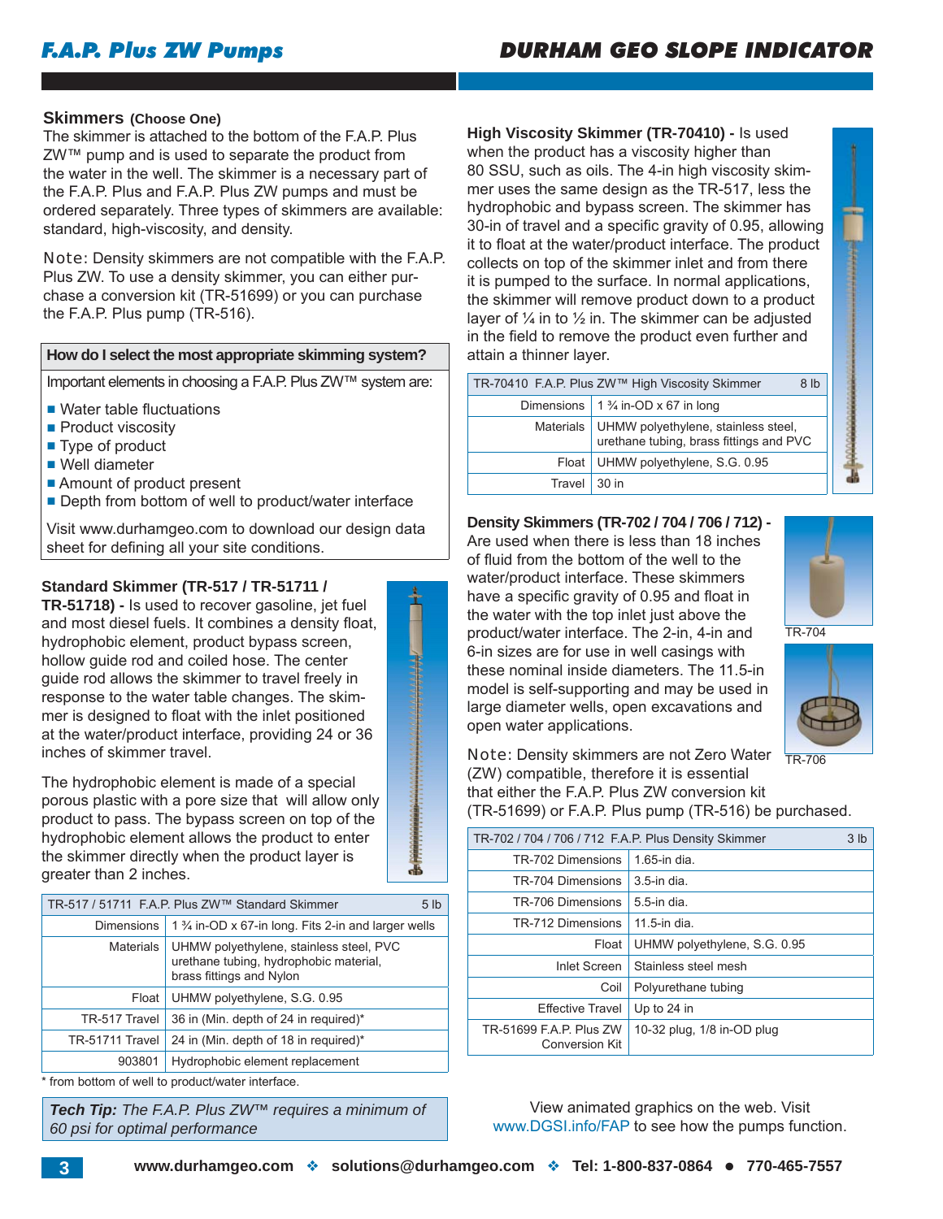## Skimmers (Choose One)

The skimmer is attached to the bottom of the F.A.P. Plus ZW™ pump and is used to separate the product from the water in the well. The skimmer is a necessary part of the F.A.P. Plus and F.A.P. Plus ZW pumps and must be ordered separately. Three types of skimmers are available: standard, high-viscosity, and density.

Note: Density skimmers are not compatible with the F.A.P. Plus ZW. To use a density skimmer, you can either purchase a conversion kit (TR-51699) or you can purchase the F.A.P. Plus pump (TR-516).

| How do I select the most appropriate skimming system? |
|---|
| Important elements in choosing a F.A.P. Plus ZW™ system are: |

- Water table fluctuations
- Product viscosity
- Type of product
- Well diameter
- Amount of product present
- Depth from bottom of well to product/water interface

Visit www.durhamgeo.com to download our design data sheet for defining all your site conditions.

**Standard Skimmer (TR-517 / TR-51711 / TR-51718) -** Is used to recover gasoline, jet fuel and most diesel fuels. It combines a density float, hydrophobic element, product bypass screen, hollow guide rod and coiled hose. The center guide rod allows the skimmer to travel freely in response to the water table changes. The skimmer is designed to float with the inlet positioned at the water/product interface, providing 24 or 36 inches of skimmer travel.

The hydrophobic element is made of a special porous plastic with a pore size that will allow only product to pass. The bypass screen on top of the hydrophobic element allows the product to enter the skimmer directly when the product layer is greater than 2 inches.

| TR-517 / 51711 F.A.P. Plus ZW™ Standard Skimmer | 5 lb |
|---|---|
| Dimensions | 1 ¾ in-OD x 67-in long. Fits 2-in and larger wells |
| Materials | UHMW polyethylene, stainless steel, PVC urethane tubing, hydrophobic material, brass fittings and Nylon |
| Float | UHMW polyethylene, S.G. 0.95 |
| TR-517 Travel | 36 in (Min. depth of 24 in required)* |
| TR-51711 Travel | 24 in (Min. depth of 18 in required)* |
| 903801 | Hydrophobic element replacement |

\* from bottom of well to product/water interface.

***Tech Tip:** The F.A.P. Plus ZW™ requires a minimum of 60 psi for optimal performance*

**High Viscosity Skimmer (TR-70410) -** Is used when the product has a viscosity higher than 80 SSU, such as oils. The 4-in high viscosity skimmer uses the same design as the TR-517, less the hydrophobic and bypass screen. The skimmer has 30-in of travel and a specific gravity of 0.95, allowing it to float at the water/product interface. The product collects on top of the skimmer inlet and from there it is pumped to the surface. In normal applications, the skimmer will remove product down to a product layer of ¼ in to ½ in. The skimmer can be adjusted in the field to remove the product even further and attain a thinner layer.

| TR-70410 F.A.P. Plus ZW™ High Viscosity Skimmer | 8 lb |
|---|---|
| Dimensions | 1 ¾ in-OD x 67 in long |
| Materials | UHMW polyethylene, stainless steel, urethane tubing, brass fittings and PVC |
| Float | UHMW polyethylene, S.G. 0.95 |
| Travel | 30 in |

**Density Skimmers (TR-702 / 704 / 706 / 712) -** Are used when there is less than 18 inches of fluid from the bottom of the well to the water/product interface. These skimmers have a specific gravity of 0.95 and float in the water with the top inlet just above the product/water interface. The 2-in, 4-in and 6-in sizes are for use in well casings with these nominal inside diameters. The 11.5-in model is self-supporting and may be used in large diameter wells, open excavations and open water applications.

TR-704

TR-706

Note: Density skimmers are not Zero Water (ZW) compatible, therefore it is essential that either the F.A.P. Plus ZW conversion kit (TR-51699) or F.A.P. Plus pump (TR-516) be purchased.

| TR-702 / 704 / 706 / 712 F.A.P. Plus Density Skimmer | 3 lb |
|---|---|
| TR-702 Dimensions | 1.65-in dia. |
| TR-704 Dimensions | 3.5-in dia. |
| TR-706 Dimensions | 5.5-in dia. |
| TR-712 Dimensions | 11.5-in dia. |
| Float | UHMW polyethylene, S.G. 0.95 |
| Inlet Screen | Stainless steel mesh |
| Coil | Polyurethane tubing |
| Effective Travel | Up to 24 in |
| TR-51699 F.A.P. Plus ZW Conversion Kit | 10-32 plug, 1/8 in-OD plug |

View animated graphics on the web. Visit www.DGSI.info/FAP to see how the pumps function.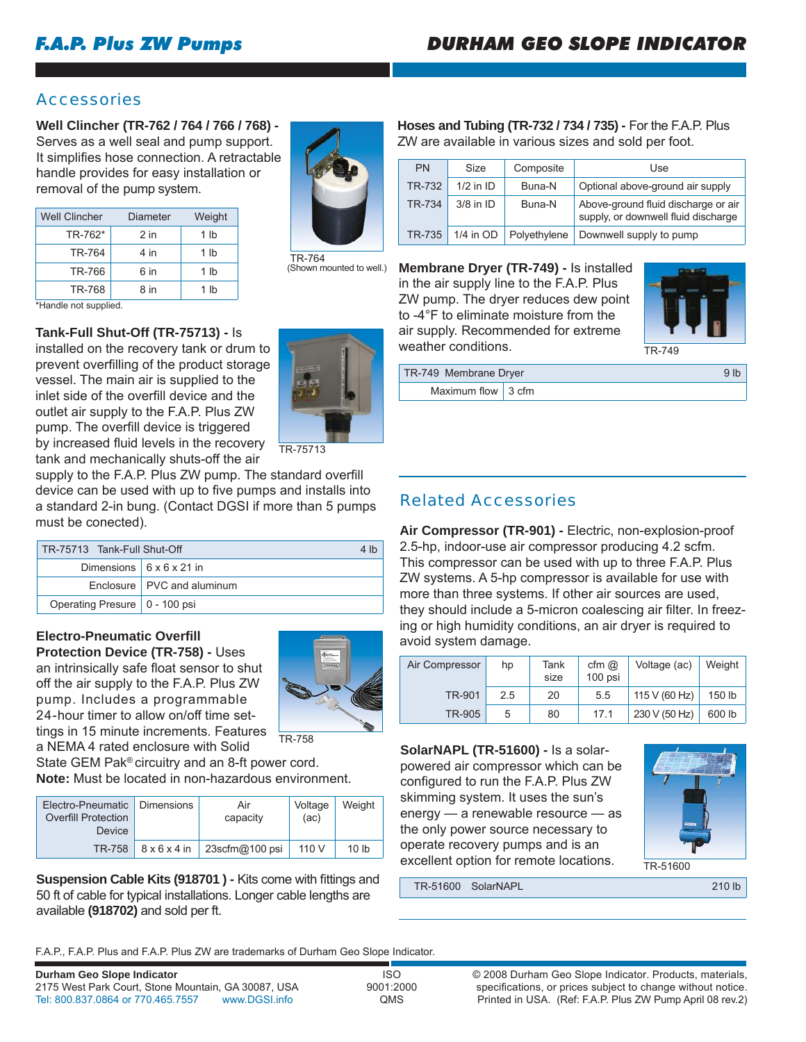## Accessories

**Well Clincher (TR-762 / 764 / 766 / 768) -** Serves as a well seal and pump support. It simplifies hose connection. A retractable handle provides for easy installation or removal of the pump system.

| Well Clincher | Diameter | Weight |
|---|---|---|
| TR-762* | 2 in | 1 lb |
| TR-764 | 4 in | 1 lb |
| TR-766 | 6 in | 1 lb |
| TR-768 | 8 in | 1 lb |

*Handle not supplied.

TR-764
(Shown mounted to well.)

**Tank-Full Shut-Off (TR-75713) -** Is installed on the recovery tank or drum to prevent overfilling of the product storage vessel. The main air is supplied to the inlet side of the overfill device and the outlet air supply to the F.A.P. Plus ZW pump. The overfill device is triggered by increased fluid levels in the recovery tank and mechanically shuts-off the air supply to the F.A.P. Plus ZW pump. The standard overfill device can be used with up to five pumps and installs into a standard 2-in bung. (Contact DGSI if more than 5 pumps must be conected).

TR-75713

| TR-75713 Tank-Full Shut-Off | 4 lb |
|---|---|
| Dimensions | 6 x 6 x 21 in |
| Enclosure | PVC and aluminum |
| Operating Presure | 0 - 100 psi |

**Electro-Pneumatic Overfill Protection Device (TR-758) -** Uses an intrinsically safe float sensor to shut off the air supply to the F.A.P. Plus ZW pump. Includes a programmable 24-hour timer to allow on/off time settings in 15 minute increments. Features a NEMA 4 rated enclosure with Solid State GEM Pak® circuitry and an 8-ft power cord. **Note:** Must be located in non-hazardous environment.

TR-758

| Electro-Pneumatic Overfill Protection Device | Dimensions | Air capacity | Voltage (ac) | Weight |
|---|---|---|---|---|
| TR-758 | 8 x 6 x 4 in | 23scfm@100 psi | 110 V | 10 lb |

**Suspension Cable Kits (918701 ) -** Kits come with fittings and 50 ft of cable for typical installations. Longer cable lengths are available **(918702)** and sold per ft.

**Hoses and Tubing (TR-732 / 734 / 735) -** For the F.A.P. Plus ZW are available in various sizes and sold per foot.

| PN | Size | Composite | Use |
|---|---|---|---|
| TR-732 | 1/2 in ID | Buna-N | Optional above-ground air supply |
| TR-734 | 3/8 in ID | Buna-N | Above-ground fluid discharge or air supply, or downwell fluid discharge |
| TR-735 | 1/4 in OD | Polyethylene | Downwell supply to pump |

**Membrane Dryer (TR-749) -** Is installed in the air supply line to the F.A.P. Plus ZW pump. The dryer reduces dew point to -4°F to eliminate moisture from the air supply. Recommended for extreme weather conditions.

TR-749

| TR-749 Membrane Dryer | 9 lb |
|---|---|
| Maximum flow | 3 cfm |

## Related Accessories

**Air Compressor (TR-901) -** Electric, non-explosion-proof 2.5-hp, indoor-use air compressor producing 4.2 scfm. This compressor can be used with up to three F.A.P. Plus ZW systems. A 5-hp compressor is available for use with more than three systems. If other air sources are used, they should include a 5-micron coalescing air filter. In freezing or high humidity conditions, an air dryer is required to avoid system damage.

| Air Compressor | hp | Tank size | cfm @ 100 psi | Voltage (ac) | Weight |
|---|---|---|---|---|---|
| TR-901 | 2.5 | 20 | 5.5 | 115 V (60 Hz) | 150 lb |
| TR-905 | 5 | 80 | 17.1 | 230 V (50 Hz) | 600 lb |

**SolarNAPL (TR-51600) -** Is a solar-powered air compressor which can be configured to run the F.A.P. Plus ZW skimming system. It uses the sun's energy — a renewable resource — as the only power source necessary to operate recovery pumps and is an excellent option for remote locations.

TR-51600

| TR-51600 SolarNAPL | 210 lb |
|---|---|

F.A.P., F.A.P. Plus and F.A.P. Plus ZW are trademarks of Durham Geo Slope Indicator.

**Durham Geo Slope Indicator**
2175 West Park Court, Stone Mountain, GA 30087, USA
Tel: 800.837.0864 or 770.465.7557 www.DGSI.info

ISO 9001:2000 QMS

© 2008 Durham Geo Slope Indicator. Products, materials, specifications, or prices subject to change without notice. Printed in USA. (Ref: F.A.P. Plus ZW Pump April 08 rev.2)